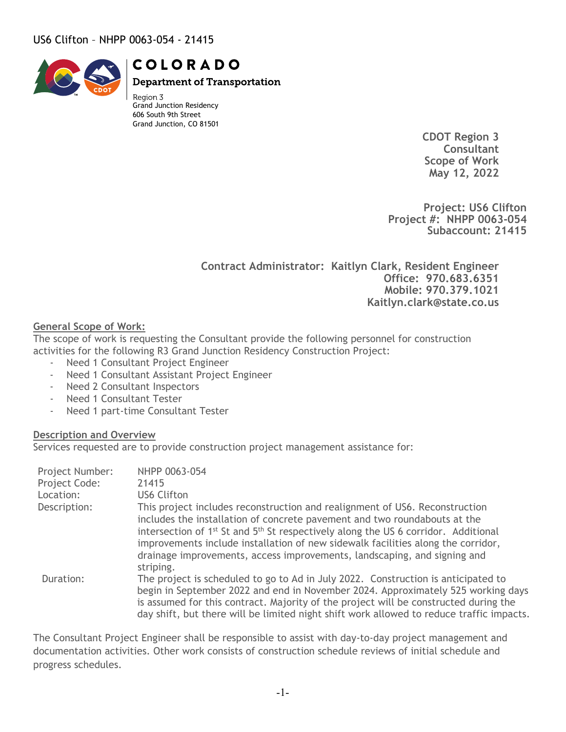**COLORADO**
**Department of Transportation**

Region 3
Grand Junction Residency
606 South 9th Street
Grand Junction, CO 81501

**CDOT Region 3**
**Consultant**
**Scope of Work**
**May 12, 2022**

**Project: US6 Clifton**
**Project #: NHPP 0063-054**
**Subaccount: 21415**

**Contract Administrator: Kaitlyn Clark, Resident Engineer**
**Office: 970.683.6351**
**Mobile: 970.379.1021**
**Kaitlyn.clark@state.co.us**

## General Scope of Work:

The scope of work is requesting the Consultant provide the following personnel for construction activities for the following R3 Grand Junction Residency Construction Project:

- Need 1 Consultant Project Engineer
- Need 1 Consultant Assistant Project Engineer
- Need 2 Consultant Inspectors
- Need 1 Consultant Tester
- Need 1 part-time Consultant Tester

## Description and Overview

Services requested are to provide construction project management assistance for:

| | |
|---|---|
| Project Number: | NHPP 0063-054 |
| Project Code: | 21415 |
| Location: | US6 Clifton |
| Description: | This project includes reconstruction and realignment of US6. Reconstruction includes the installation of concrete pavement and two roundabouts at the intersection of 1st St and 5th St respectively along the US 6 corridor. Additional improvements include installation of new sidewalk facilities along the corridor, drainage improvements, access improvements, landscaping, and signing and striping. |
| Duration: | The project is scheduled to go to Ad in July 2022. Construction is anticipated to begin in September 2022 and end in November 2024. Approximately 525 working days is assumed for this contract. Majority of the project will be constructed during the day shift, but there will be limited night shift work allowed to reduce traffic impacts. |

The Consultant Project Engineer shall be responsible to assist with day-to-day project management and documentation activities. Other work consists of construction schedule reviews of initial schedule and progress schedules.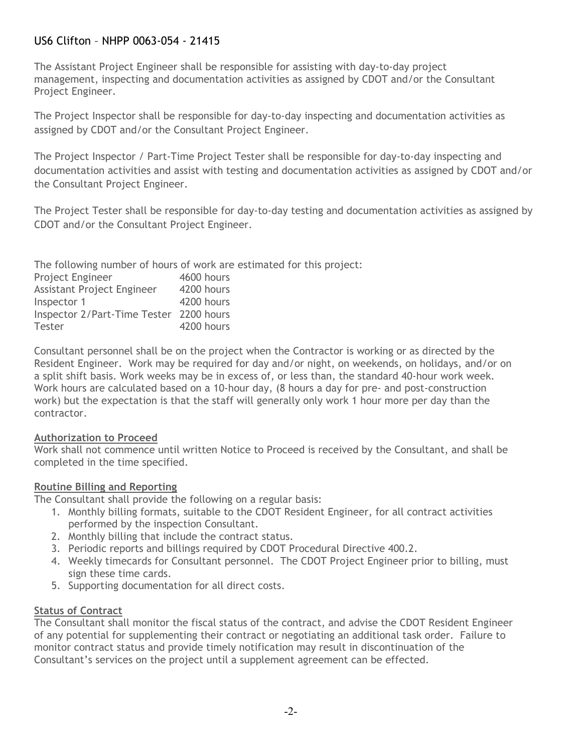The Assistant Project Engineer shall be responsible for assisting with day-to-day project management, inspecting and documentation activities as assigned by CDOT and/or the Consultant Project Engineer.

The Project Inspector shall be responsible for day-to-day inspecting and documentation activities as assigned by CDOT and/or the Consultant Project Engineer.

The Project Inspector / Part-Time Project Tester shall be responsible for day-to-day inspecting and documentation activities and assist with testing and documentation activities as assigned by CDOT and/or the Consultant Project Engineer.

The Project Tester shall be responsible for day-to-day testing and documentation activities as assigned by CDOT and/or the Consultant Project Engineer.

The following number of hours of work are estimated for this project:

| Position | Hours |
| --- | --- |
| Project Engineer | 4600 hours |
| Assistant Project Engineer | 4200 hours |
| Inspector 1 | 4200 hours |
| Inspector 2/Part-Time Tester | 2200 hours |
| Tester | 4200 hours |

Consultant personnel shall be on the project when the Contractor is working or as directed by the Resident Engineer. Work may be required for day and/or night, on weekends, on holidays, and/or on a split shift basis. Work weeks may be in excess of, or less than, the standard 40-hour work week. Work hours are calculated based on a 10-hour day, (8 hours a day for pre- and post-construction work) but the expectation is that the staff will generally only work 1 hour more per day than the contractor.

**Authorization to Proceed**

Work shall not commence until written Notice to Proceed is received by the Consultant, and shall be completed in the time specified.

**Routine Billing and Reporting**

The Consultant shall provide the following on a regular basis:

1. Monthly billing formats, suitable to the CDOT Resident Engineer, for all contract activities performed by the inspection Consultant.
2. Monthly billing that include the contract status.
3. Periodic reports and billings required by CDOT Procedural Directive 400.2.
4. Weekly timecards for Consultant personnel. The CDOT Project Engineer prior to billing, must sign these time cards.
5. Supporting documentation for all direct costs.

**Status of Contract**

The Consultant shall monitor the fiscal status of the contract, and advise the CDOT Resident Engineer of any potential for supplementing their contract or negotiating an additional task order. Failure to monitor contract status and provide timely notification may result in discontinuation of the Consultant's services on the project until a supplement agreement can be effected.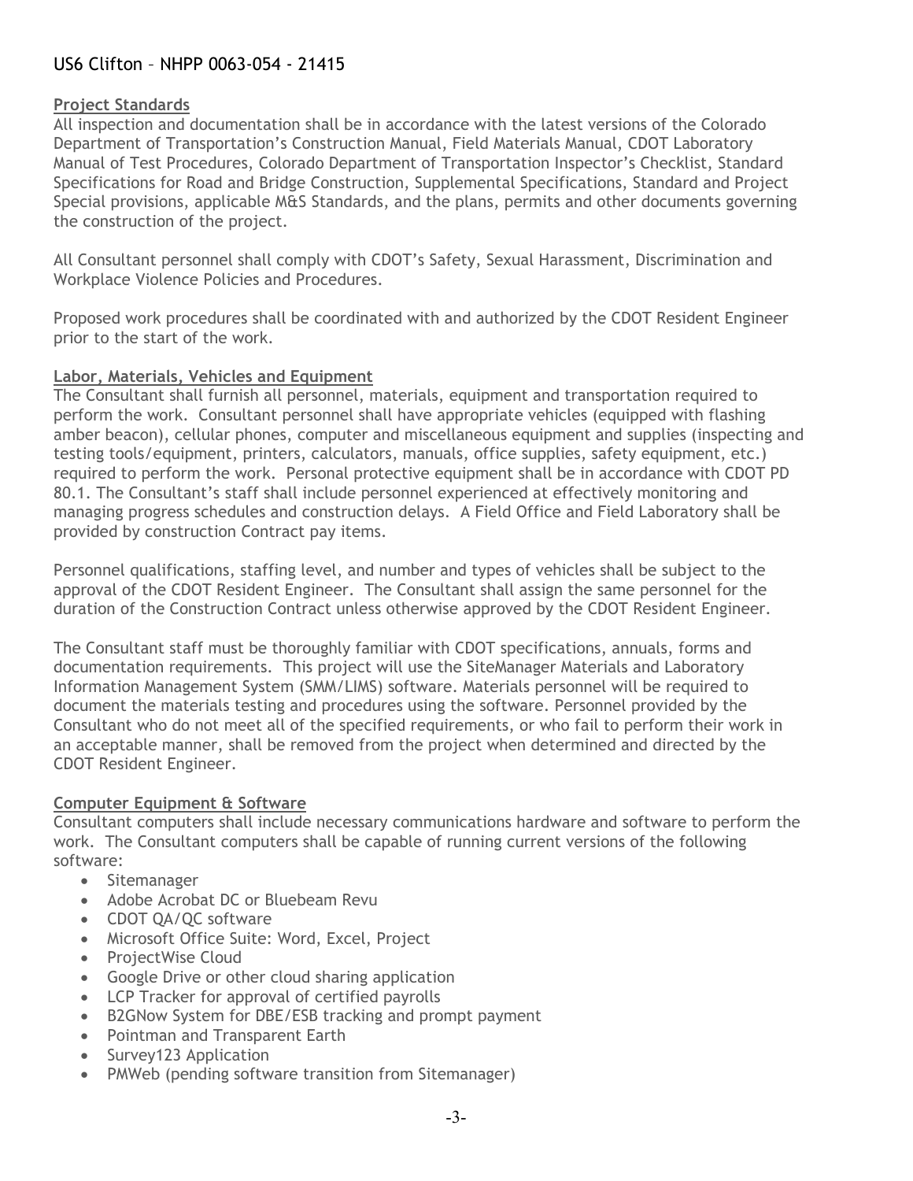### Project Standards

All inspection and documentation shall be in accordance with the latest versions of the Colorado Department of Transportation's Construction Manual, Field Materials Manual, CDOT Laboratory Manual of Test Procedures, Colorado Department of Transportation Inspector's Checklist, Standard Specifications for Road and Bridge Construction, Supplemental Specifications, Standard and Project Special provisions, applicable M&S Standards, and the plans, permits and other documents governing the construction of the project.

All Consultant personnel shall comply with CDOT's Safety, Sexual Harassment, Discrimination and Workplace Violence Policies and Procedures.

Proposed work procedures shall be coordinated with and authorized by the CDOT Resident Engineer prior to the start of the work.

### Labor, Materials, Vehicles and Equipment

The Consultant shall furnish all personnel, materials, equipment and transportation required to perform the work. Consultant personnel shall have appropriate vehicles (equipped with flashing amber beacon), cellular phones, computer and miscellaneous equipment and supplies (inspecting and testing tools/equipment, printers, calculators, manuals, office supplies, safety equipment, etc.) required to perform the work. Personal protective equipment shall be in accordance with CDOT PD 80.1. The Consultant's staff shall include personnel experienced at effectively monitoring and managing progress schedules and construction delays. A Field Office and Field Laboratory shall be provided by construction Contract pay items.

Personnel qualifications, staffing level, and number and types of vehicles shall be subject to the approval of the CDOT Resident Engineer. The Consultant shall assign the same personnel for the duration of the Construction Contract unless otherwise approved by the CDOT Resident Engineer.

The Consultant staff must be thoroughly familiar with CDOT specifications, annuals, forms and documentation requirements. This project will use the SiteManager Materials and Laboratory Information Management System (SMM/LIMS) software. Materials personnel will be required to document the materials testing and procedures using the software. Personnel provided by the Consultant who do not meet all of the specified requirements, or who fail to perform their work in an acceptable manner, shall be removed from the project when determined and directed by the CDOT Resident Engineer.

### Computer Equipment & Software

Consultant computers shall include necessary communications hardware and software to perform the work. The Consultant computers shall be capable of running current versions of the following software:

- Sitemanager
- Adobe Acrobat DC or Bluebeam Revu
- CDOT QA/QC software
- Microsoft Office Suite: Word, Excel, Project
- ProjectWise Cloud
- Google Drive or other cloud sharing application
- LCP Tracker for approval of certified payrolls
- B2GNow System for DBE/ESB tracking and prompt payment
- Pointman and Transparent Earth
- Survey123 Application
- PMWeb (pending software transition from Sitemanager)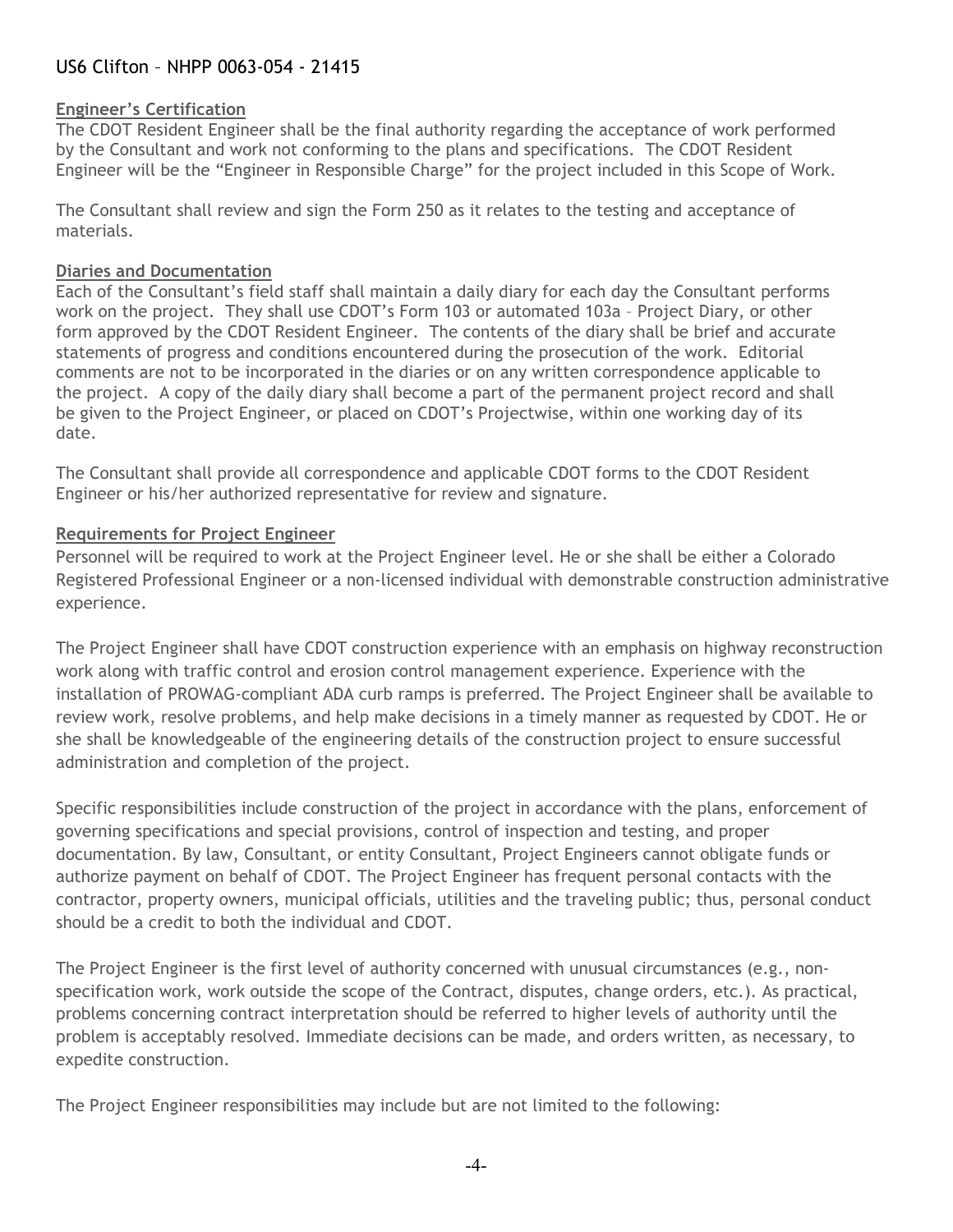**Engineer's Certification**

The CDOT Resident Engineer shall be the final authority regarding the acceptance of work performed by the Consultant and work not conforming to the plans and specifications. The CDOT Resident Engineer will be the "Engineer in Responsible Charge" for the project included in this Scope of Work.

The Consultant shall review and sign the Form 250 as it relates to the testing and acceptance of materials.

**Diaries and Documentation**

Each of the Consultant's field staff shall maintain a daily diary for each day the Consultant performs work on the project. They shall use CDOT's Form 103 or automated 103a – Project Diary, or other form approved by the CDOT Resident Engineer. The contents of the diary shall be brief and accurate statements of progress and conditions encountered during the prosecution of the work. Editorial comments are not to be incorporated in the diaries or on any written correspondence applicable to the project. A copy of the daily diary shall become a part of the permanent project record and shall be given to the Project Engineer, or placed on CDOT's Projectwise, within one working day of its date.

The Consultant shall provide all correspondence and applicable CDOT forms to the CDOT Resident Engineer or his/her authorized representative for review and signature.

**Requirements for Project Engineer**

Personnel will be required to work at the Project Engineer level. He or she shall be either a Colorado Registered Professional Engineer or a non-licensed individual with demonstrable construction administrative experience.

The Project Engineer shall have CDOT construction experience with an emphasis on highway reconstruction work along with traffic control and erosion control management experience. Experience with the installation of PROWAG-compliant ADA curb ramps is preferred. The Project Engineer shall be available to review work, resolve problems, and help make decisions in a timely manner as requested by CDOT. He or she shall be knowledgeable of the engineering details of the construction project to ensure successful administration and completion of the project.

Specific responsibilities include construction of the project in accordance with the plans, enforcement of governing specifications and special provisions, control of inspection and testing, and proper documentation. By law, Consultant, or entity Consultant, Project Engineers cannot obligate funds or authorize payment on behalf of CDOT. The Project Engineer has frequent personal contacts with the contractor, property owners, municipal officials, utilities and the traveling public; thus, personal conduct should be a credit to both the individual and CDOT.

The Project Engineer is the first level of authority concerned with unusual circumstances (e.g., non-specification work, work outside the scope of the Contract, disputes, change orders, etc.). As practical, problems concerning contract interpretation should be referred to higher levels of authority until the problem is acceptably resolved. Immediate decisions can be made, and orders written, as necessary, to expedite construction.

The Project Engineer responsibilities may include but are not limited to the following: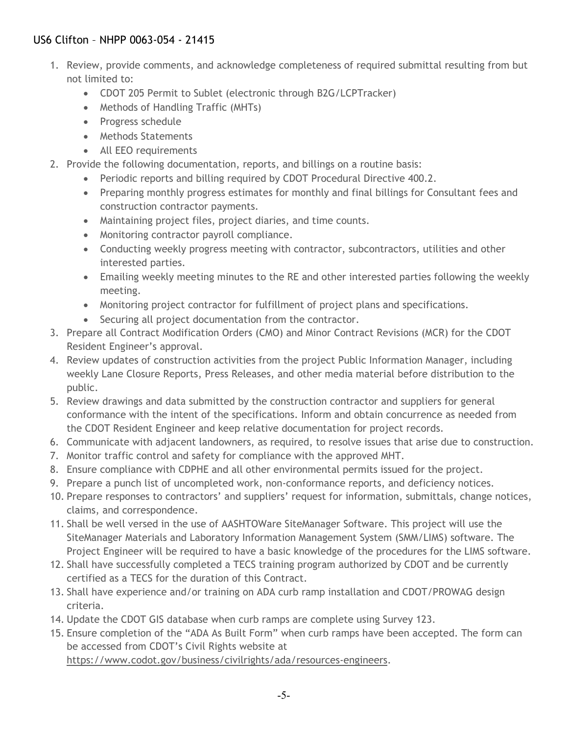1. Review, provide comments, and acknowledge completeness of required submittal resulting from but not limited to:
   - CDOT 205 Permit to Sublet (electronic through B2G/LCPTracker)
   - Methods of Handling Traffic (MHTs)
   - Progress schedule
   - Methods Statements
   - All EEO requirements
2. Provide the following documentation, reports, and billings on a routine basis:
   - Periodic reports and billing required by CDOT Procedural Directive 400.2.
   - Preparing monthly progress estimates for monthly and final billings for Consultant fees and construction contractor payments.
   - Maintaining project files, project diaries, and time counts.
   - Monitoring contractor payroll compliance.
   - Conducting weekly progress meeting with contractor, subcontractors, utilities and other interested parties.
   - Emailing weekly meeting minutes to the RE and other interested parties following the weekly meeting.
   - Monitoring project contractor for fulfillment of project plans and specifications.
   - Securing all project documentation from the contractor.
3. Prepare all Contract Modification Orders (CMO) and Minor Contract Revisions (MCR) for the CDOT Resident Engineer's approval.
4. Review updates of construction activities from the project Public Information Manager, including weekly Lane Closure Reports, Press Releases, and other media material before distribution to the public.
5. Review drawings and data submitted by the construction contractor and suppliers for general conformance with the intent of the specifications. Inform and obtain concurrence as needed from the CDOT Resident Engineer and keep relative documentation for project records.
6. Communicate with adjacent landowners, as required, to resolve issues that arise due to construction.
7. Monitor traffic control and safety for compliance with the approved MHT.
8. Ensure compliance with CDPHE and all other environmental permits issued for the project.
9. Prepare a punch list of uncompleted work, non-conformance reports, and deficiency notices.
10. Prepare responses to contractors' and suppliers' request for information, submittals, change notices, claims, and correspondence.
11. Shall be well versed in the use of AASHTOWare SiteManager Software. This project will use the SiteManager Materials and Laboratory Information Management System (SMM/LIMS) software. The Project Engineer will be required to have a basic knowledge of the procedures for the LIMS software.
12. Shall have successfully completed a TECS training program authorized by CDOT and be currently certified as a TECS for the duration of this Contract.
13. Shall have experience and/or training on ADA curb ramp installation and CDOT/PROWAG design criteria.
14. Update the CDOT GIS database when curb ramps are complete using Survey 123.
15. Ensure completion of the "ADA As Built Form" when curb ramps have been accepted. The form can be accessed from CDOT's Civil Rights website at https://www.codot.gov/business/civilrights/ada/resources-engineers.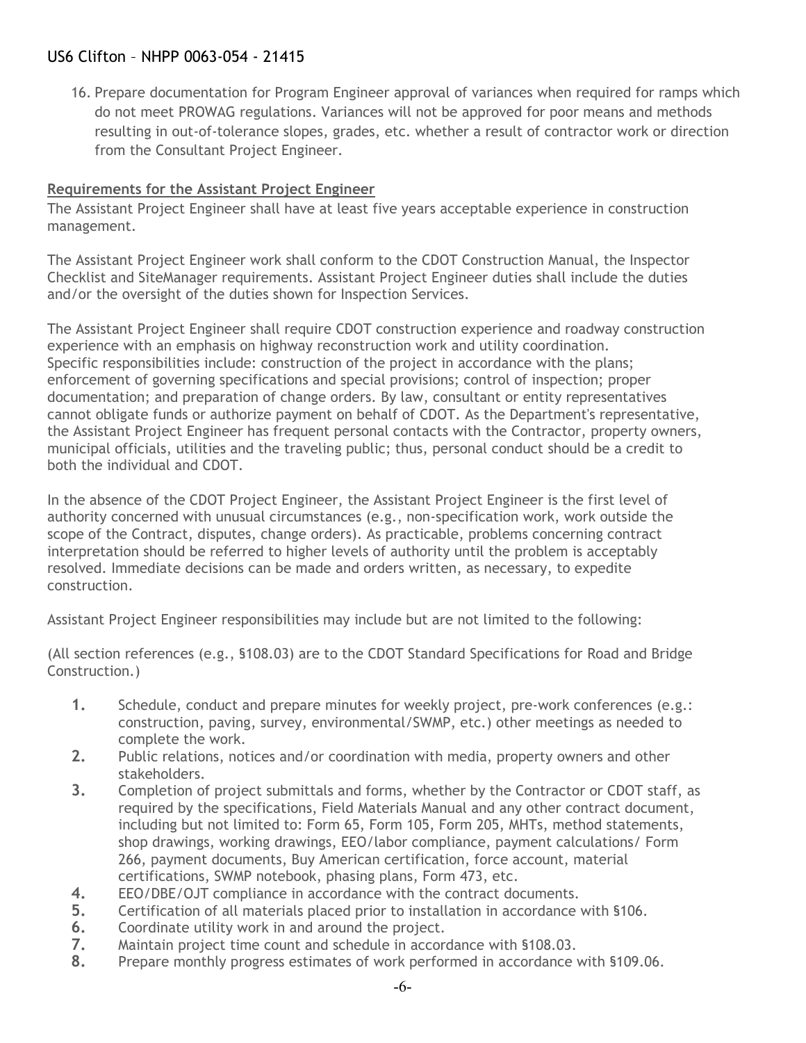16. Prepare documentation for Program Engineer approval of variances when required for ramps which do not meet PROWAG regulations. Variances will not be approved for poor means and methods resulting in out-of-tolerance slopes, grades, etc. whether a result of contractor work or direction from the Consultant Project Engineer.

**Requirements for the Assistant Project Engineer**

The Assistant Project Engineer shall have at least five years acceptable experience in construction management.

The Assistant Project Engineer work shall conform to the CDOT Construction Manual, the Inspector Checklist and SiteManager requirements. Assistant Project Engineer duties shall include the duties and/or the oversight of the duties shown for Inspection Services.

The Assistant Project Engineer shall require CDOT construction experience and roadway construction experience with an emphasis on highway reconstruction work and utility coordination. Specific responsibilities include: construction of the project in accordance with the plans; enforcement of governing specifications and special provisions; control of inspection; proper documentation; and preparation of change orders. By law, consultant or entity representatives cannot obligate funds or authorize payment on behalf of CDOT. As the Department's representative, the Assistant Project Engineer has frequent personal contacts with the Contractor, property owners, municipal officials, utilities and the traveling public; thus, personal conduct should be a credit to both the individual and CDOT.

In the absence of the CDOT Project Engineer, the Assistant Project Engineer is the first level of authority concerned with unusual circumstances (e.g., non-specification work, work outside the scope of the Contract, disputes, change orders). As practicable, problems concerning contract interpretation should be referred to higher levels of authority until the problem is acceptably resolved. Immediate decisions can be made and orders written, as necessary, to expedite construction.

Assistant Project Engineer responsibilities may include but are not limited to the following:

(All section references (e.g., §108.03) are to the CDOT Standard Specifications for Road and Bridge Construction.)

1. Schedule, conduct and prepare minutes for weekly project, pre-work conferences (e.g.: construction, paving, survey, environmental/SWMP, etc.) other meetings as needed to complete the work.
2. Public relations, notices and/or coordination with media, property owners and other stakeholders.
3. Completion of project submittals and forms, whether by the Contractor or CDOT staff, as required by the specifications, Field Materials Manual and any other contract document, including but not limited to: Form 65, Form 105, Form 205, MHTs, method statements, shop drawings, working drawings, EEO/labor compliance, payment calculations/ Form 266, payment documents, Buy American certification, force account, material certifications, SWMP notebook, phasing plans, Form 473, etc.
4. EEO/DBE/OJT compliance in accordance with the contract documents.
5. Certification of all materials placed prior to installation in accordance with §106.
6. Coordinate utility work in and around the project.
7. Maintain project time count and schedule in accordance with §108.03.
8. Prepare monthly progress estimates of work performed in accordance with §109.06.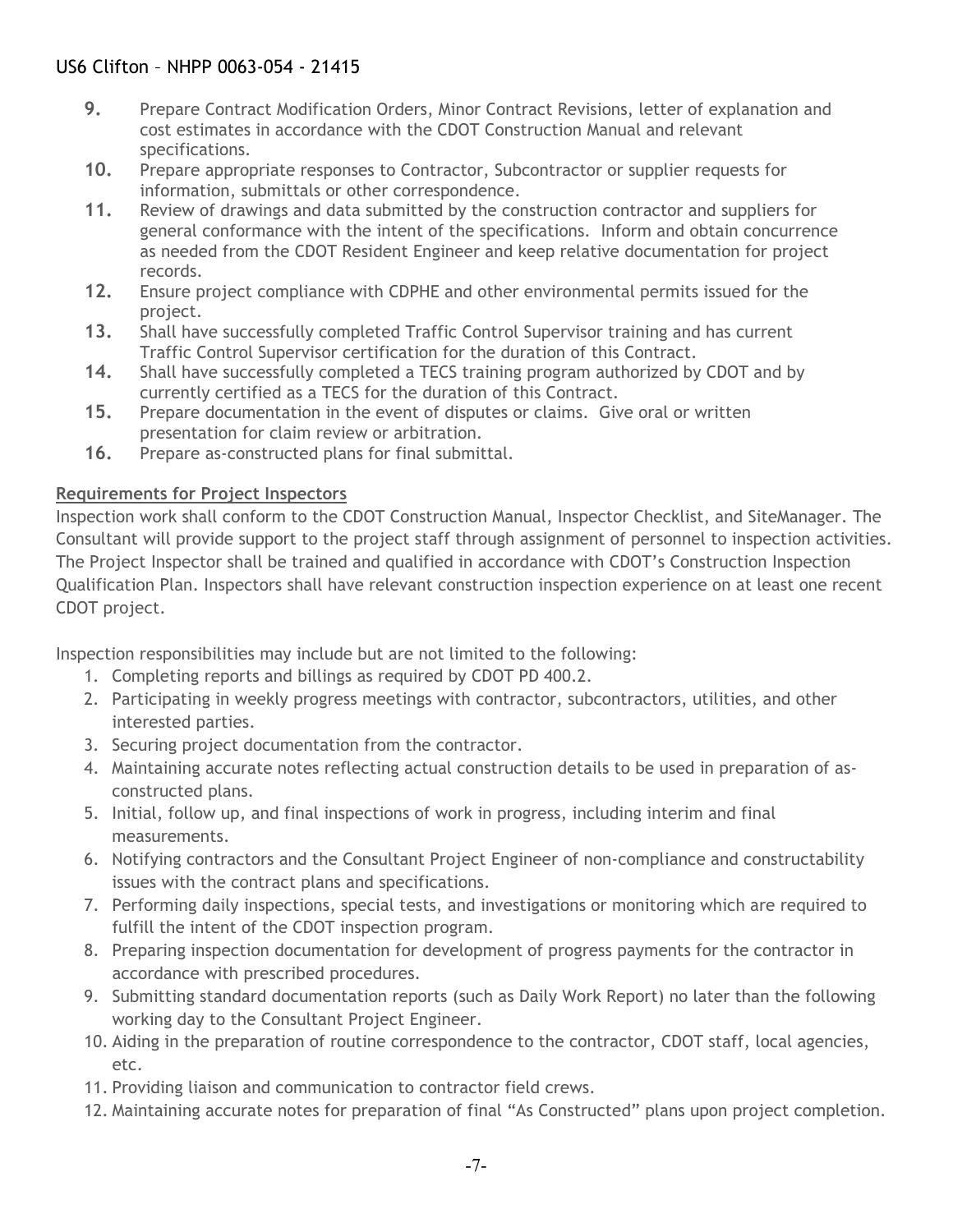9. Prepare Contract Modification Orders, Minor Contract Revisions, letter of explanation and cost estimates in accordance with the CDOT Construction Manual and relevant specifications.
10. Prepare appropriate responses to Contractor, Subcontractor or supplier requests for information, submittals or other correspondence.
11. Review of drawings and data submitted by the construction contractor and suppliers for general conformance with the intent of the specifications. Inform and obtain concurrence as needed from the CDOT Resident Engineer and keep relative documentation for project records.
12. Ensure project compliance with CDPHE and other environmental permits issued for the project.
13. Shall have successfully completed Traffic Control Supervisor training and has current Traffic Control Supervisor certification for the duration of this Contract.
14. Shall have successfully completed a TECS training program authorized by CDOT and by currently certified as a TECS for the duration of this Contract.
15. Prepare documentation in the event of disputes or claims. Give oral or written presentation for claim review or arbitration.
16. Prepare as-constructed plans for final submittal.

**Requirements for Project Inspectors**

Inspection work shall conform to the CDOT Construction Manual, Inspector Checklist, and SiteManager. The Consultant will provide support to the project staff through assignment of personnel to inspection activities. The Project Inspector shall be trained and qualified in accordance with CDOT's Construction Inspection Qualification Plan. Inspectors shall have relevant construction inspection experience on at least one recent CDOT project.

Inspection responsibilities may include but are not limited to the following:

1. Completing reports and billings as required by CDOT PD 400.2.
2. Participating in weekly progress meetings with contractor, subcontractors, utilities, and other interested parties.
3. Securing project documentation from the contractor.
4. Maintaining accurate notes reflecting actual construction details to be used in preparation of as-constructed plans.
5. Initial, follow up, and final inspections of work in progress, including interim and final measurements.
6. Notifying contractors and the Consultant Project Engineer of non-compliance and constructability issues with the contract plans and specifications.
7. Performing daily inspections, special tests, and investigations or monitoring which are required to fulfill the intent of the CDOT inspection program.
8. Preparing inspection documentation for development of progress payments for the contractor in accordance with prescribed procedures.
9. Submitting standard documentation reports (such as Daily Work Report) no later than the following working day to the Consultant Project Engineer.
10. Aiding in the preparation of routine correspondence to the contractor, CDOT staff, local agencies, etc.
11. Providing liaison and communication to contractor field crews.
12. Maintaining accurate notes for preparation of final "As Constructed" plans upon project completion.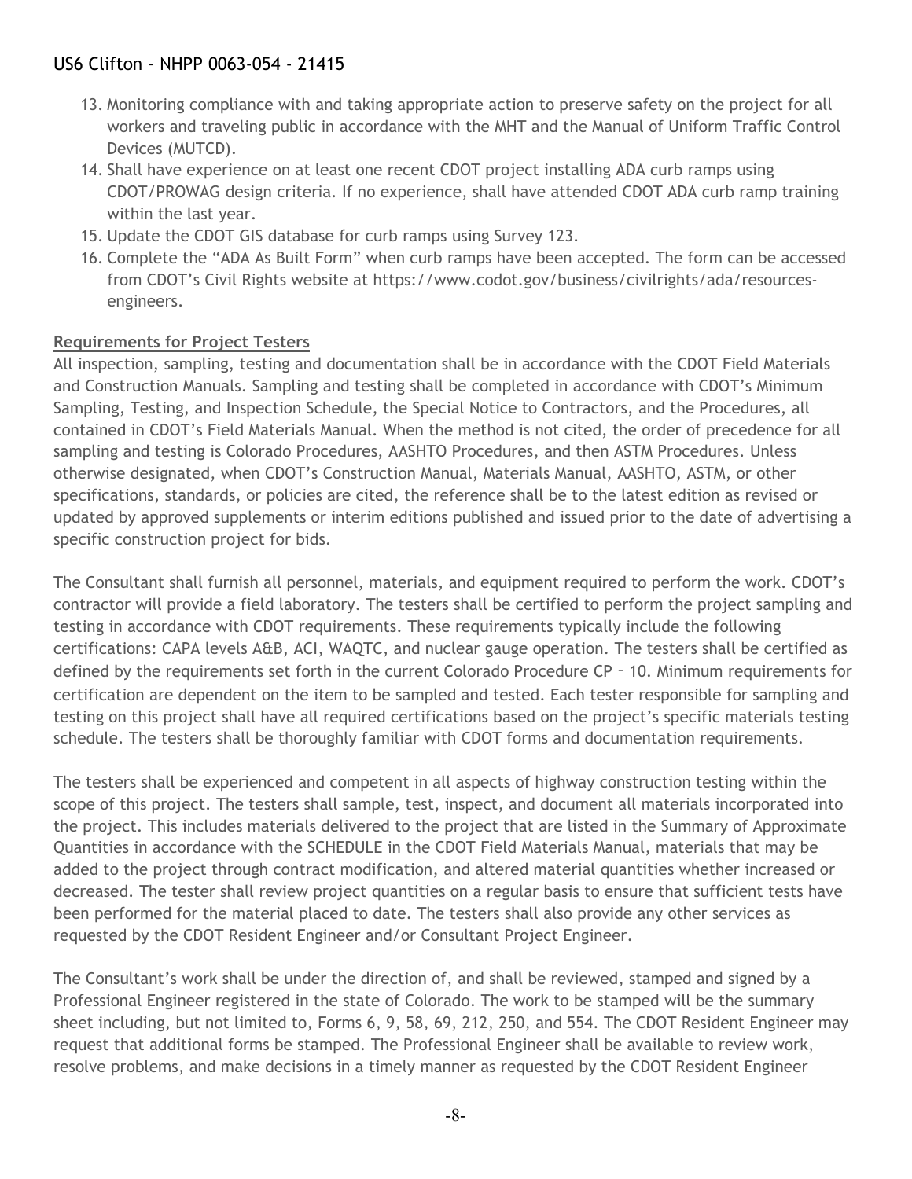13. Monitoring compliance with and taking appropriate action to preserve safety on the project for all workers and traveling public in accordance with the MHT and the Manual of Uniform Traffic Control Devices (MUTCD).
14. Shall have experience on at least one recent CDOT project installing ADA curb ramps using CDOT/PROWAG design criteria. If no experience, shall have attended CDOT ADA curb ramp training within the last year.
15. Update the CDOT GIS database for curb ramps using Survey 123.
16. Complete the "ADA As Built Form" when curb ramps have been accepted. The form can be accessed from CDOT's Civil Rights website at https://www.codot.gov/business/civilrights/ada/resources-engineers.

**Requirements for Project Testers**

All inspection, sampling, testing and documentation shall be in accordance with the CDOT Field Materials and Construction Manuals. Sampling and testing shall be completed in accordance with CDOT's Minimum Sampling, Testing, and Inspection Schedule, the Special Notice to Contractors, and the Procedures, all contained in CDOT's Field Materials Manual. When the method is not cited, the order of precedence for all sampling and testing is Colorado Procedures, AASHTO Procedures, and then ASTM Procedures. Unless otherwise designated, when CDOT's Construction Manual, Materials Manual, AASHTO, ASTM, or other specifications, standards, or policies are cited, the reference shall be to the latest edition as revised or updated by approved supplements or interim editions published and issued prior to the date of advertising a specific construction project for bids.

The Consultant shall furnish all personnel, materials, and equipment required to perform the work. CDOT's contractor will provide a field laboratory. The testers shall be certified to perform the project sampling and testing in accordance with CDOT requirements. These requirements typically include the following certifications: CAPA levels A&B, ACI, WAQTC, and nuclear gauge operation. The testers shall be certified as defined by the requirements set forth in the current Colorado Procedure CP – 10. Minimum requirements for certification are dependent on the item to be sampled and tested. Each tester responsible for sampling and testing on this project shall have all required certifications based on the project's specific materials testing schedule. The testers shall be thoroughly familiar with CDOT forms and documentation requirements.

The testers shall be experienced and competent in all aspects of highway construction testing within the scope of this project. The testers shall sample, test, inspect, and document all materials incorporated into the project. This includes materials delivered to the project that are listed in the Summary of Approximate Quantities in accordance with the SCHEDULE in the CDOT Field Materials Manual, materials that may be added to the project through contract modification, and altered material quantities whether increased or decreased. The tester shall review project quantities on a regular basis to ensure that sufficient tests have been performed for the material placed to date. The testers shall also provide any other services as requested by the CDOT Resident Engineer and/or Consultant Project Engineer.

The Consultant's work shall be under the direction of, and shall be reviewed, stamped and signed by a Professional Engineer registered in the state of Colorado. The work to be stamped will be the summary sheet including, but not limited to, Forms 6, 9, 58, 69, 212, 250, and 554. The CDOT Resident Engineer may request that additional forms be stamped. The Professional Engineer shall be available to review work, resolve problems, and make decisions in a timely manner as requested by the CDOT Resident Engineer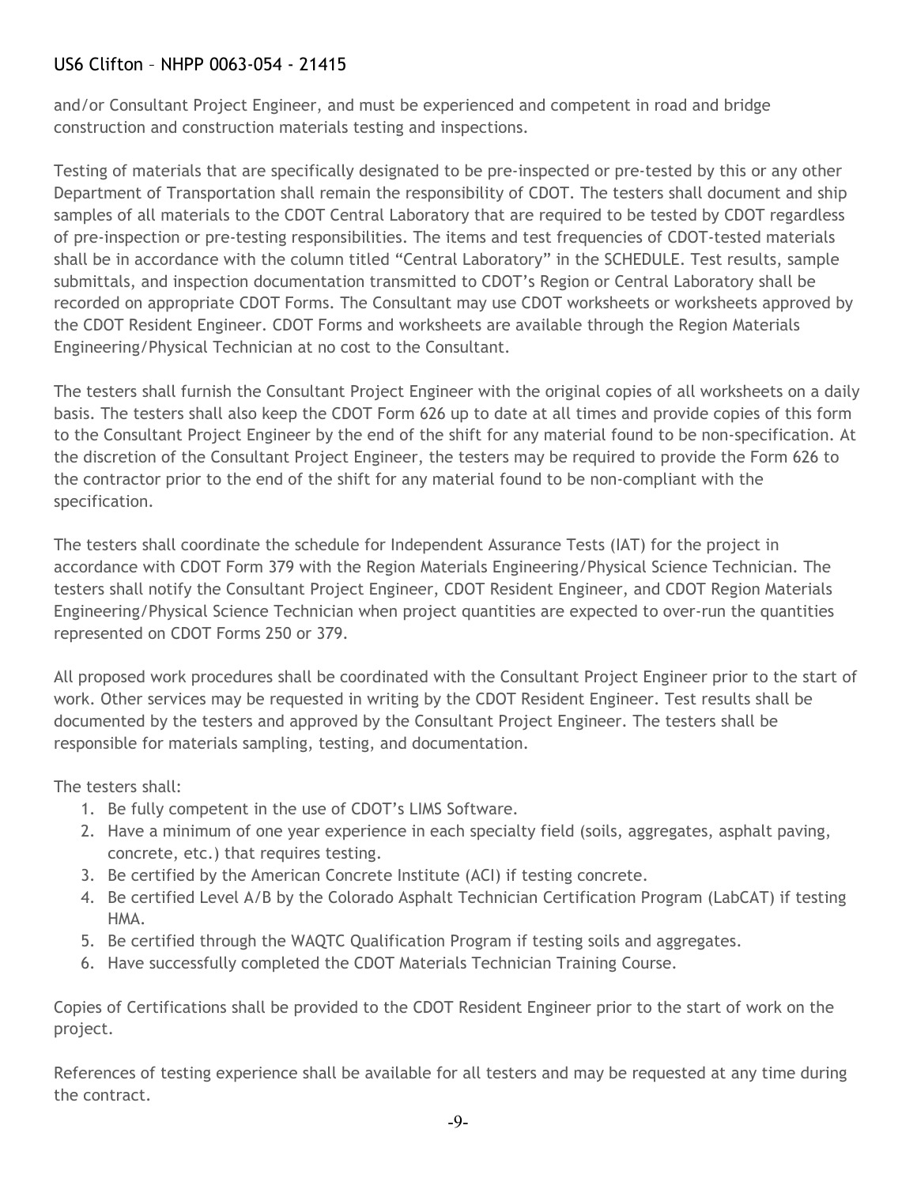and/or Consultant Project Engineer, and must be experienced and competent in road and bridge construction and construction materials testing and inspections.

Testing of materials that are specifically designated to be pre-inspected or pre-tested by this or any other Department of Transportation shall remain the responsibility of CDOT. The testers shall document and ship samples of all materials to the CDOT Central Laboratory that are required to be tested by CDOT regardless of pre-inspection or pre-testing responsibilities. The items and test frequencies of CDOT-tested materials shall be in accordance with the column titled "Central Laboratory" in the SCHEDULE. Test results, sample submittals, and inspection documentation transmitted to CDOT's Region or Central Laboratory shall be recorded on appropriate CDOT Forms. The Consultant may use CDOT worksheets or worksheets approved by the CDOT Resident Engineer. CDOT Forms and worksheets are available through the Region Materials Engineering/Physical Technician at no cost to the Consultant.

The testers shall furnish the Consultant Project Engineer with the original copies of all worksheets on a daily basis. The testers shall also keep the CDOT Form 626 up to date at all times and provide copies of this form to the Consultant Project Engineer by the end of the shift for any material found to be non-specification. At the discretion of the Consultant Project Engineer, the testers may be required to provide the Form 626 to the contractor prior to the end of the shift for any material found to be non-compliant with the specification.

The testers shall coordinate the schedule for Independent Assurance Tests (IAT) for the project in accordance with CDOT Form 379 with the Region Materials Engineering/Physical Science Technician. The testers shall notify the Consultant Project Engineer, CDOT Resident Engineer, and CDOT Region Materials Engineering/Physical Science Technician when project quantities are expected to over-run the quantities represented on CDOT Forms 250 or 379.

All proposed work procedures shall be coordinated with the Consultant Project Engineer prior to the start of work. Other services may be requested in writing by the CDOT Resident Engineer. Test results shall be documented by the testers and approved by the Consultant Project Engineer. The testers shall be responsible for materials sampling, testing, and documentation.

The testers shall:

1. Be fully competent in the use of CDOT's LIMS Software.
2. Have a minimum of one year experience in each specialty field (soils, aggregates, asphalt paving, concrete, etc.) that requires testing.
3. Be certified by the American Concrete Institute (ACI) if testing concrete.
4. Be certified Level A/B by the Colorado Asphalt Technician Certification Program (LabCAT) if testing HMA.
5. Be certified through the WAQTC Qualification Program if testing soils and aggregates.
6. Have successfully completed the CDOT Materials Technician Training Course.

Copies of Certifications shall be provided to the CDOT Resident Engineer prior to the start of work on the project.

References of testing experience shall be available for all testers and may be requested at any time during the contract.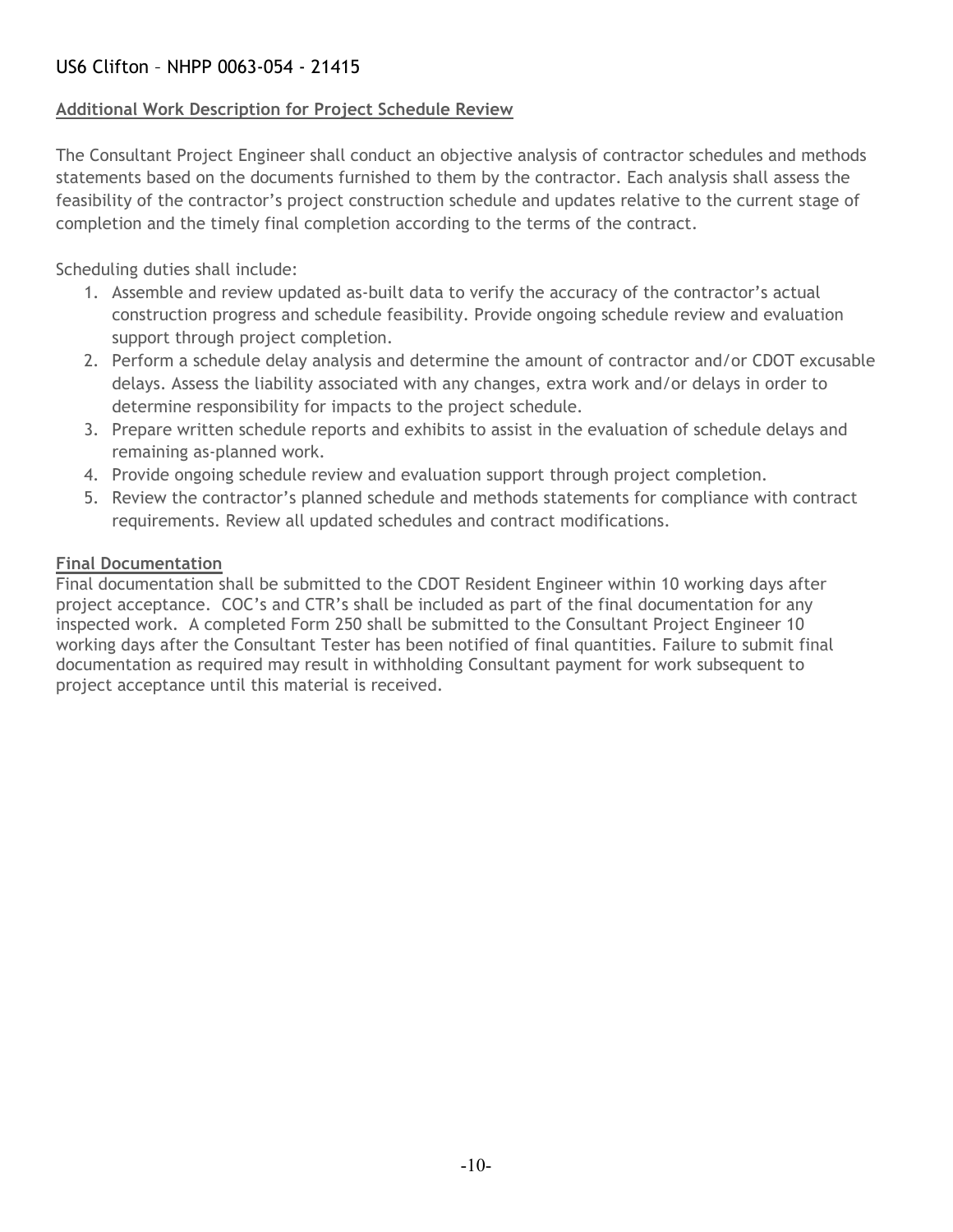## Additional Work Description for Project Schedule Review

The Consultant Project Engineer shall conduct an objective analysis of contractor schedules and methods statements based on the documents furnished to them by the contractor. Each analysis shall assess the feasibility of the contractor's project construction schedule and updates relative to the current stage of completion and the timely final completion according to the terms of the contract.

Scheduling duties shall include:

1. Assemble and review updated as-built data to verify the accuracy of the contractor's actual construction progress and schedule feasibility. Provide ongoing schedule review and evaluation support through project completion.
2. Perform a schedule delay analysis and determine the amount of contractor and/or CDOT excusable delays. Assess the liability associated with any changes, extra work and/or delays in order to determine responsibility for impacts to the project schedule.
3. Prepare written schedule reports and exhibits to assist in the evaluation of schedule delays and remaining as-planned work.
4. Provide ongoing schedule review and evaluation support through project completion.
5. Review the contractor's planned schedule and methods statements for compliance with contract requirements. Review all updated schedules and contract modifications.

## Final Documentation

Final documentation shall be submitted to the CDOT Resident Engineer within 10 working days after project acceptance. COC's and CTR's shall be included as part of the final documentation for any inspected work. A completed Form 250 shall be submitted to the Consultant Project Engineer 10 working days after the Consultant Tester has been notified of final quantities. Failure to submit final documentation as required may result in withholding Consultant payment for work subsequent to project acceptance until this material is received.